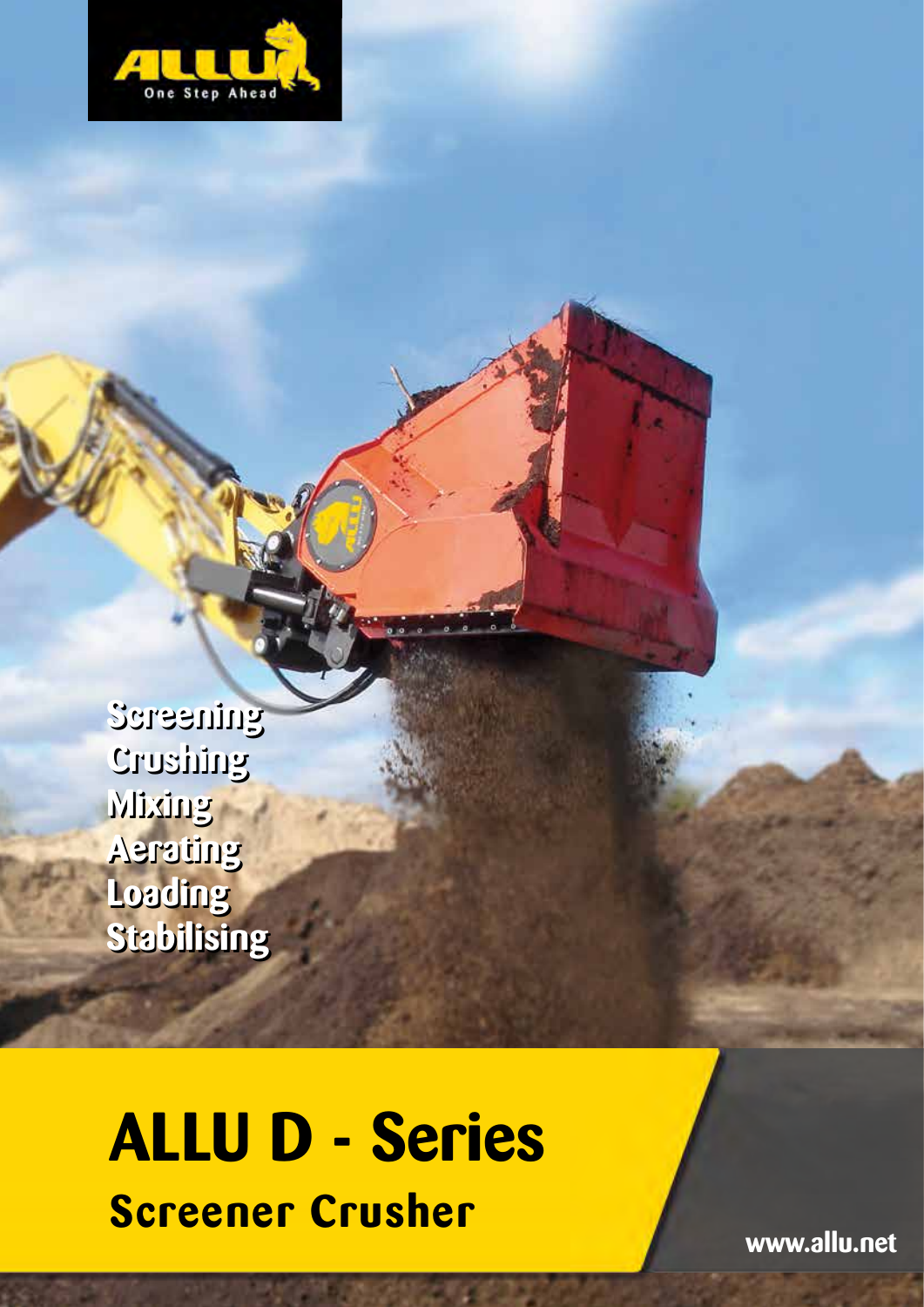ALLU

One Step Ahead

Screening
Crushing
Mixing
Aerating
Loading
Stabilising

# ALLU D - Series

## Screener Crusher

www.allu.net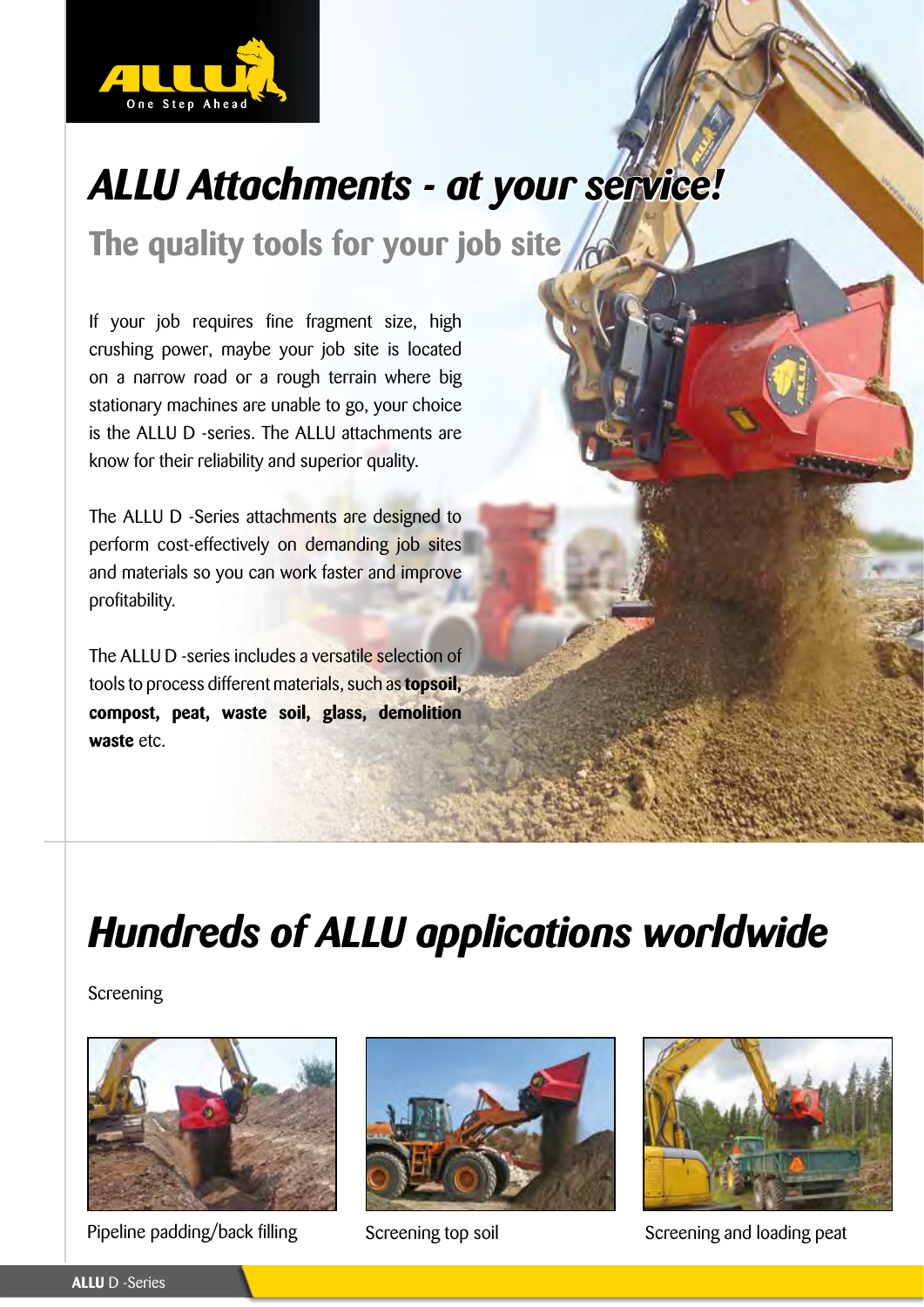# ALLU Attachments - at your service!

## The quality tools for your job site

If your job requires fine fragment size, high crushing power, maybe your job site is located on a narrow road or a rough terrain where big stationary machines are unable to go, your choice is the ALLU D -series. The ALLU attachments are know for their reliability and superior quality.

The ALLU D -Series attachments are designed to perform cost-effectively on demanding job sites and materials so you can work faster and improve profitability.

The ALLU D -series includes a versatile selection of tools to process different materials, such as **topsoil, compost, peat, waste soil, glass, demolition waste** etc.

# Hundreds of ALLU applications worldwide

Screening

Pipeline padding/back filling

Screening top soil

Screening and loading peat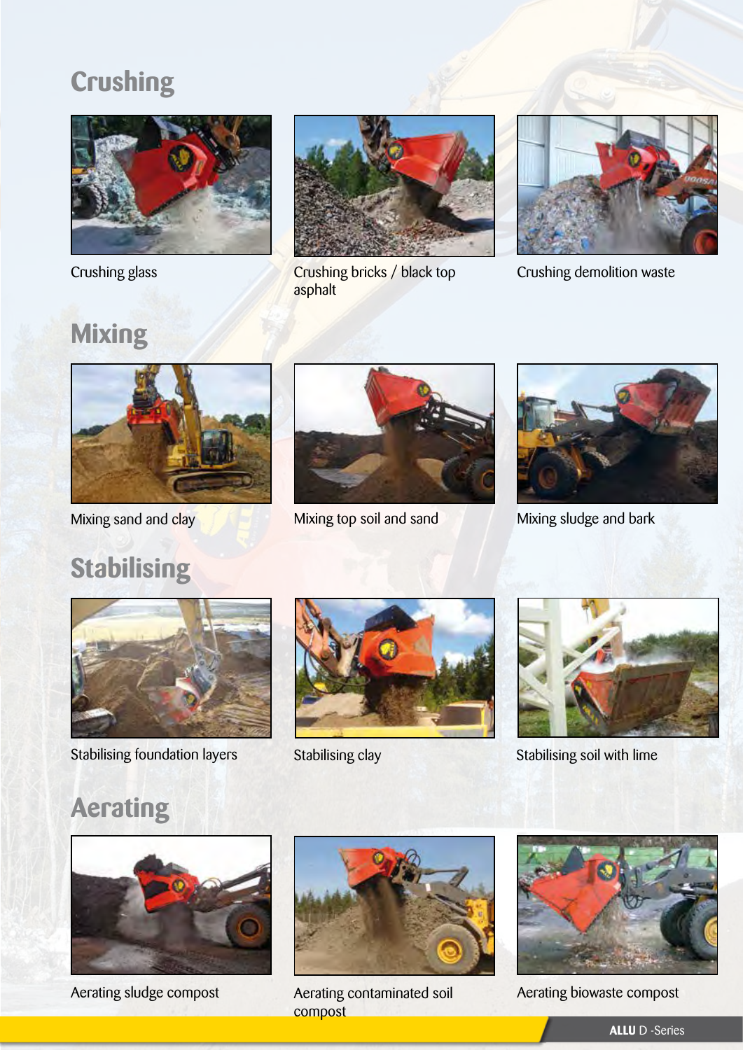## Crushing

Crushing glass

Crushing bricks / black top asphalt

Crushing demolition waste

## Mixing

Mixing sand and clay

Mixing top soil and sand

Mixing sludge and bark

## Stabilising

Stabilising foundation layers

Stabilising clay

Stabilising soil with lime

## Aerating

Aerating sludge compost

Aerating contaminated soil compost

Aerating biowaste compost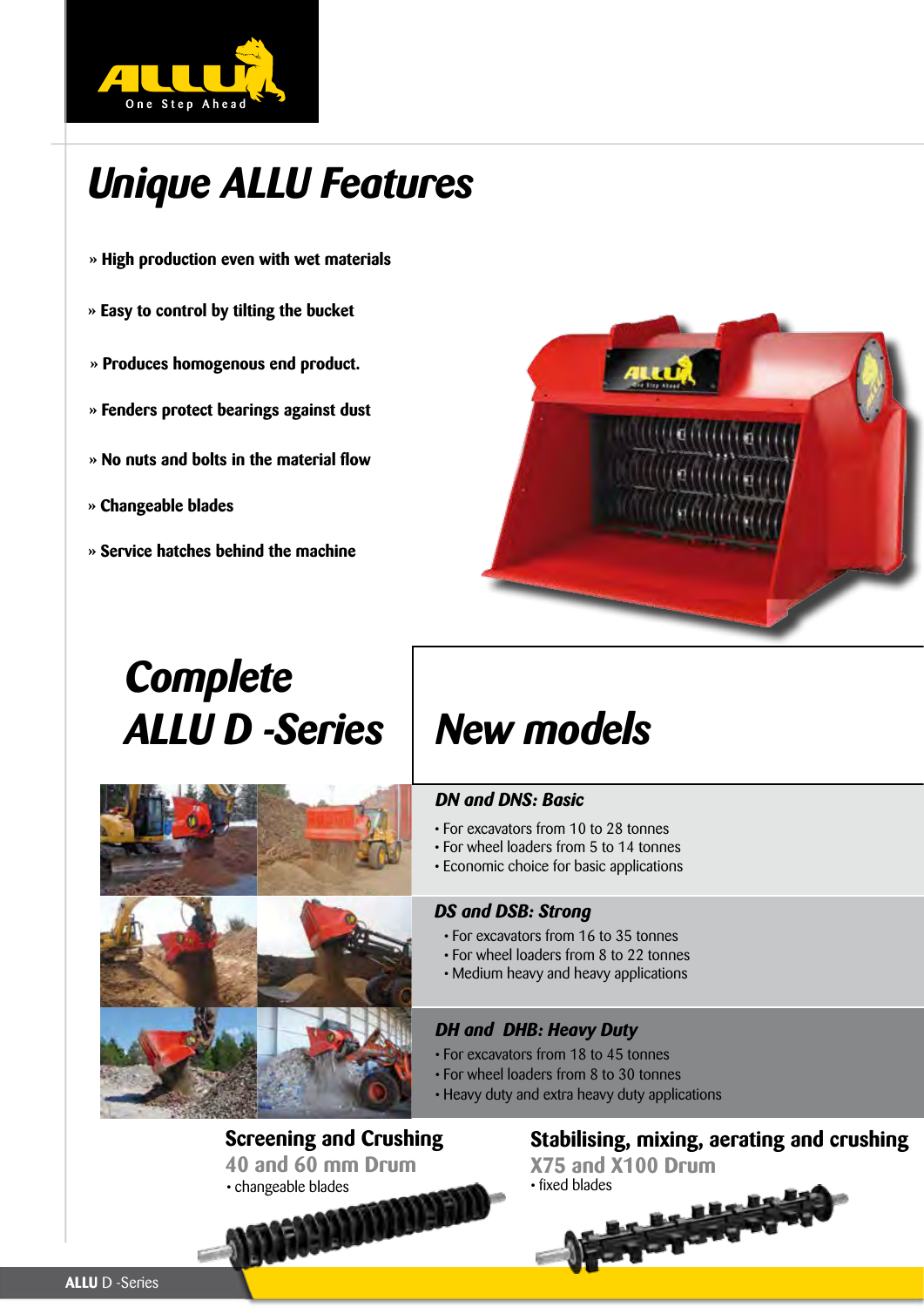# Unique ALLU Features

- » High production even with wet materials
- » Easy to control by tilting the bucket
- » Produces homogenous end product.
- » Fenders protect bearings against dust
- » No nuts and bolts in the material flow
- » Changeable blades
- » Service hatches behind the machine

## Complete ALLU D -Series

## New models

### DN and DNS: Basic

- For excavators from 10 to 28 tonnes
- For wheel loaders from 5 to 14 tonnes
- Economic choice for basic applications

### DS and DSB: Strong

- For excavators from 16 to 35 tonnes
- For wheel loaders from 8 to 22 tonnes
- Medium heavy and heavy applications

### DH and DHB: Heavy Duty

- For excavators from 18 to 45 tonnes
- For wheel loaders from 8 to 30 tonnes
- Heavy duty and extra heavy duty applications

### Screening and Crushing

**40 and 60 mm Drum**

- changeable blades

### Stabilising, mixing, aerating and crushing

**X75 and X100 Drum**

- fixed blades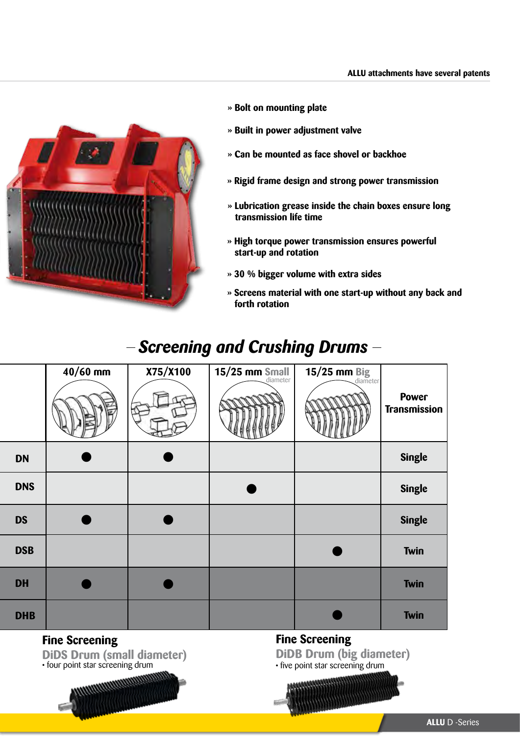ALLU attachments have several patents

- » Bolt on mounting plate
- » Built in power adjustment valve
- » Can be mounted as face shovel or backhoe
- » Rigid frame design and strong power transmission
- » Lubrication grease inside the chain boxes ensure long transmission life time
- » High torque power transmission ensures powerful start-up and rotation
- » 30 % bigger volume with extra sides
- » Screens material with one start-up without any back and forth rotation

## *Screening and Crushing Drums*

| | 40/60 mm | X75/X100 | 15/25 mm Small diameter | 15/25 mm Big diameter | Power Transmission |
|---|---|---|---|---|---|
| DN | ● | ● | | | Single |
| DNS | | | ● | | Single |
| DS | ● | ● | | | Single |
| DSB | | | | ● | Twin |
| DH | ● | ● | | | Twin |
| DHB | | | | ● | Twin |

### Fine Screening
**DiDS Drum (small diameter)**
- four point star screening drum

### Fine Screening
**DiDB Drum (big diameter)**
- five point star screening drum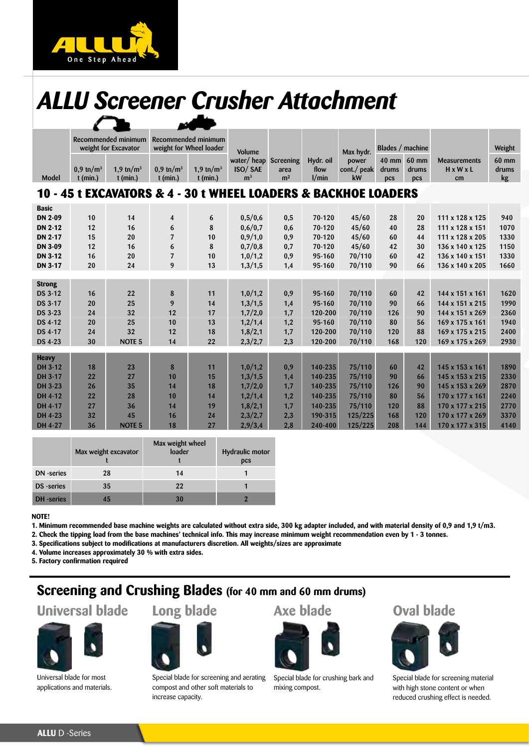# ALLU Screener Crusher Attachment

| Model | Recommended minimum weight for Excavator | | Recommended minimum weight for Wheel loader | | Volume water/ heap ISO/ SAE | Screening area | Hydr. oil flow | Max hydr. power cont./ peak | Blades / machine | | Measurements H x W x L | Weight 60 mm drums |
|---|---|---|---|---|---|---|---|---|---|---|---|---|
| | 0,9 tn/m³ t (min.) | 1,9 tn/m³ t (min.) | 0,9 tn/m³ t (min.) | 1,9 tn/m³ t (min.) | m³ | m² | l/min | kW | 40 mm drums pcs | 60 mm drums pcs | cm | kg |
| **10 - 45 t EXCAVATORS & 4 - 30 t WHEEL LOADERS & BACKHOE LOADERS** | | | | | | | | | | | | |
| **Basic** | | | | | | | | | | | | |
| **DN 2-09** | 10 | 14 | 4 | 6 | 0,5/0,6 | 0,5 | 70-120 | 45/60 | 28 | 20 | 111 x 128 x 125 | 940 |
| **DN 2-12** | 12 | 16 | 6 | 8 | 0,6/0,7 | 0,6 | 70-120 | 45/60 | 40 | 28 | 111 x 128 x 151 | 1070 |
| **DN 2-17** | 15 | 20 | 7 | 10 | 0,9/1,0 | 0,9 | 70-120 | 45/60 | 60 | 44 | 111 x 128 x 205 | 1330 |
| **DN 3-09** | 12 | 16 | 6 | 8 | 0,7/0,8 | 0,7 | 70-120 | 45/60 | 42 | 30 | 136 x 140 x 125 | 1150 |
| **DN 3-12** | 16 | 20 | 7 | 10 | 1,0/1,2 | 0,9 | 95-160 | 70/110 | 60 | 42 | 136 x 140 x 151 | 1330 |
| **DN 3-17** | 20 | 24 | 9 | 13 | 1,3/1,5 | 1,4 | 95-160 | 70/110 | 90 | 66 | 136 x 140 x 205 | 1660 |
| **Strong** | | | | | | | | | | | | |
| **DS 3-12** | 16 | 22 | 8 | 11 | 1,0/1,2 | 0,9 | 95-160 | 70/110 | 60 | 42 | 144 x 151 x 161 | 1620 |
| **DS 3-17** | 20 | 25 | 9 | 14 | 1,3/1,5 | 1,4 | 95-160 | 70/110 | 90 | 66 | 144 x 151 x 215 | 1990 |
| **DS 3-23** | 24 | 32 | 12 | 17 | 1,7/2,0 | 1,7 | 120-200 | 70/110 | 126 | 90 | 144 x 151 x 269 | 2360 |
| **DS 4-12** | 20 | 25 | 10 | 13 | 1,2/1,4 | 1,2 | 95-160 | 70/110 | 80 | 56 | 169 x 175 x 161 | 1940 |
| **DS 4-17** | 24 | 32 | 12 | 18 | 1,8/2,1 | 1,7 | 120-200 | 70/110 | 120 | 88 | 169 x 175 x 215 | 2400 |
| **DS 4-23** | 30 | NOTE 5 | 14 | 22 | 2,3/2,7 | 2,3 | 120-200 | 70/110 | 168 | 120 | 169 x 175 x 269 | 2930 |
| **Heavy** | | | | | | | | | | | | |
| **DH 3-12** | 18 | 23 | 8 | 11 | 1,0/1,2 | 0,9 | 140-235 | 75/110 | 60 | 42 | 145 x 153 x 161 | 1890 |
| **DH 3-17** | 22 | 27 | 10 | 15 | 1,3/1,5 | 1,4 | 140-235 | 75/110 | 90 | 66 | 145 x 153 x 215 | 2330 |
| **DH 3-23** | 26 | 35 | 14 | 18 | 1,7/2,0 | 1,7 | 140-235 | 75/110 | 126 | 90 | 145 x 153 x 269 | 2870 |
| **DH 4-12** | 22 | 28 | 10 | 14 | 1,2/1,4 | 1,2 | 140-235 | 75/110 | 80 | 56 | 170 x 177 x 161 | 2240 |
| **DH 4-17** | 27 | 36 | 14 | 19 | 1,8/2,1 | 1,7 | 140-235 | 75/110 | 120 | 88 | 170 x 177 x 215 | 2770 |
| **DH 4-23** | 32 | 45 | 16 | 24 | 2,3/2,7 | 2,3 | 190-315 | 125/225 | 168 | 120 | 170 x 177 x 269 | 3370 |
| **DH 4-27** | 36 | NOTE 5 | 18 | 27 | 2,9/3,4 | 2,8 | 240-400 | 125/225 | 208 | 144 | 170 x 177 x 315 | 4140 |

| | Max weight excavator t | Max weight wheel loader t | Hydraulic motor pcs |
|---|---|---|---|
| DN -series | 28 | 14 | 1 |
| DS -series | 35 | 22 | 1 |
| DH -series | 45 | 30 | 2 |

**NOTE!**

**1. Minimum recommended base machine weights are calculated without extra side, 300 kg adapter included, and with material density of 0,9 and 1,9 t/m3.**
**2. Check the tipping load from the base machines' technical info. This may increase minimum weight recommendation even by 1 - 3 tonnes.**
**3. Specifications subject to modifications at manufacturers discretion. All weights/sizes are approximate**
**4. Volume increases approximately 30 % with extra sides.**
**5. Factory confirmation required**

## Screening and Crushing Blades (for 40 mm and 60 mm drums)

### Universal blade

Universal blade for most applications and materials.

### Long blade

Special blade for screening and aerating compost and other soft materials to increase capacity.

### Axe blade

Special blade for crushing bark and mixing compost.

### Oval blade

Special blade for screening material with high stone content or when reduced crushing effect is needed.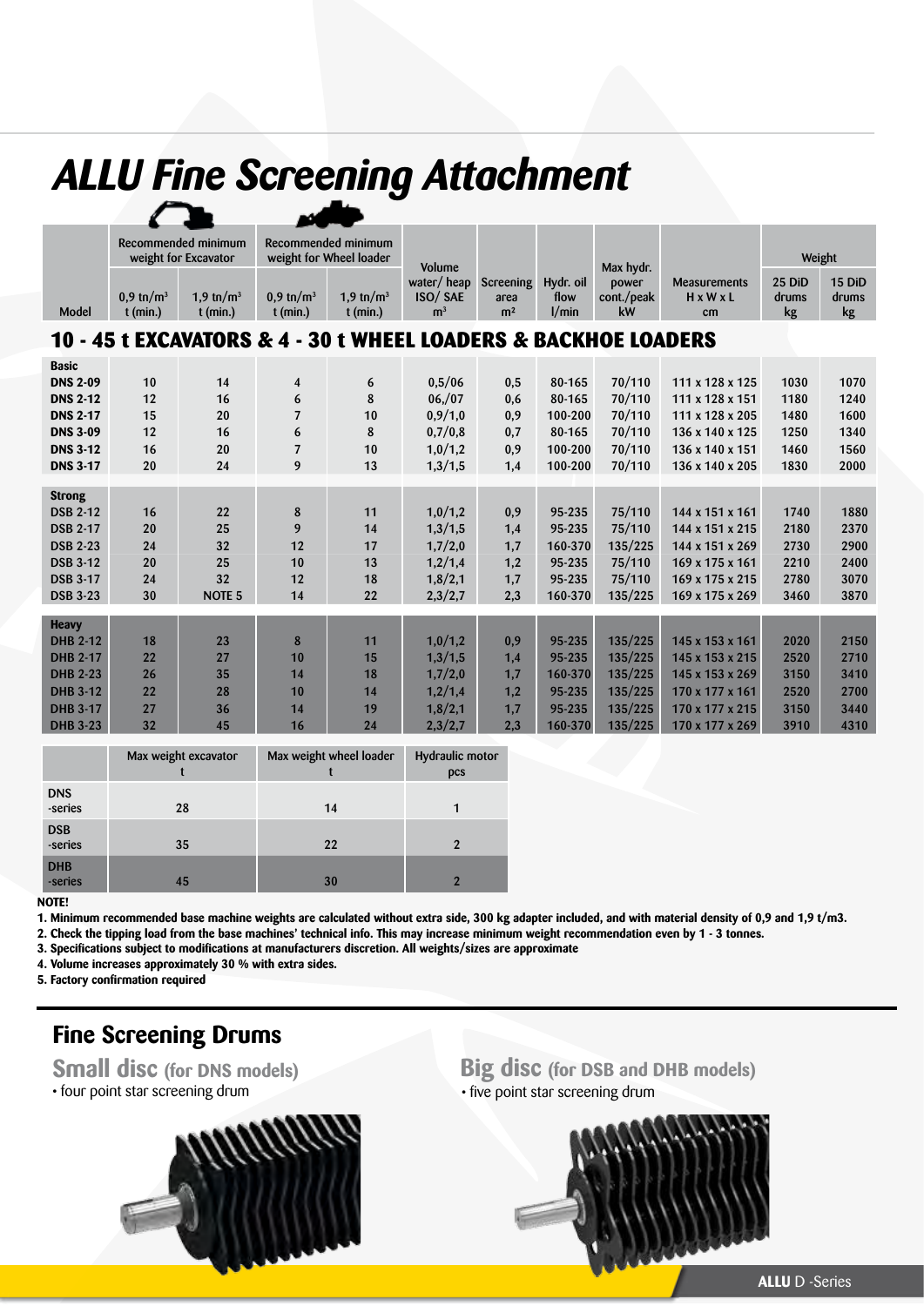# ALLU Fine Screening Attachment

| Model | Recommended minimum weight for Excavator | | Recommended minimum weight for Wheel loader | | Volume water/ heap ISO/ SAE m³ | Screening area m² | Hydr. oil flow l/min | Max hydr. power cont./peak kW | Measurements H x W x L cm | Weight | |
|---|---|---|---|---|---|---|---|---|---|---|---|
| | 0,9 tn/m³ t (min.) | 1,9 tn/m³ t (min.) | 0,9 tn/m³ t (min.) | 1,9 tn/m³ t (min.) | | | | | | 25 DiD drums kg | 15 DiD drums kg |
| **10 - 45 t EXCAVATORS & 4 - 30 t WHEEL LOADERS & BACKHOE LOADERS** | | | | | | | | | | | |
| **Basic** | | | | | | | | | | | |
| **DNS 2-09** | 10 | 14 | 4 | 6 | 0,5/06 | 0,5 | 80-165 | 70/110 | 111 x 128 x 125 | 1030 | 1070 |
| **DNS 2-12** | 12 | 16 | 6 | 8 | 06,/07 | 0,6 | 80-165 | 70/110 | 111 x 128 x 151 | 1180 | 1240 |
| **DNS 2-17** | 15 | 20 | 7 | 10 | 0,9/1,0 | 0,9 | 100-200 | 70/110 | 111 x 128 x 205 | 1480 | 1600 |
| **DNS 3-09** | 12 | 16 | 6 | 8 | 0,7/0,8 | 0,7 | 80-165 | 70/110 | 136 x 140 x 125 | 1250 | 1340 |
| **DNS 3-12** | 16 | 20 | 7 | 10 | 1,0/1,2 | 0,9 | 100-200 | 70/110 | 136 x 140 x 151 | 1460 | 1560 |
| **DNS 3-17** | 20 | 24 | 9 | 13 | 1,3/1,5 | 1,4 | 100-200 | 70/110 | 136 x 140 x 205 | 1830 | 2000 |
| **Strong** | | | | | | | | | | | |
| **DSB 2-12** | 16 | 22 | 8 | 11 | 1,0/1,2 | 0,9 | 95-235 | 75/110 | 144 x 151 x 161 | 1740 | 1880 |
| **DSB 2-17** | 20 | 25 | 9 | 14 | 1,3/1,5 | 1,4 | 95-235 | 75/110 | 144 x 151 x 215 | 2180 | 2370 |
| **DSB 2-23** | 24 | 32 | 12 | 17 | 1,7/2,0 | 1,7 | 160-370 | 135/225 | 144 x 151 x 269 | 2730 | 2900 |
| **DSB 3-12** | 20 | 25 | 10 | 13 | 1,2/1,4 | 1,2 | 95-235 | 75/110 | 169 x 175 x 161 | 2210 | 2400 |
| **DSB 3-17** | 24 | 32 | 12 | 18 | 1,8/2,1 | 1,7 | 95-235 | 75/110 | 169 x 175 x 215 | 2780 | 3070 |
| **DSB 3-23** | 30 | NOTE 5 | 14 | 22 | 2,3/2,7 | 2,3 | 160-370 | 135/225 | 169 x 175 x 269 | 3460 | 3870 |
| **Heavy** | | | | | | | | | | | |
| **DHB 2-12** | 18 | 23 | 8 | 11 | 1,0/1,2 | 0,9 | 95-235 | 135/225 | 145 x 153 x 161 | 2020 | 2150 |
| **DHB 2-17** | 22 | 27 | 10 | 15 | 1,3/1,5 | 1,4 | 95-235 | 135/225 | 145 x 153 x 215 | 2520 | 2710 |
| **DHB 2-23** | 26 | 35 | 14 | 18 | 1,7/2,0 | 1,7 | 160-370 | 135/225 | 145 x 153 x 269 | 3150 | 3410 |
| **DHB 3-12** | 22 | 28 | 10 | 14 | 1,2/1,4 | 1,2 | 95-235 | 135/225 | 170 x 177 x 161 | 2520 | 2700 |
| **DHB 3-17** | 27 | 36 | 14 | 19 | 1,8/2,1 | 1,7 | 95-235 | 135/225 | 170 x 177 x 215 | 3150 | 3440 |
| **DHB 3-23** | 32 | 45 | 16 | 24 | 2,3/2,7 | 2,3 | 160-370 | 135/225 | 170 x 177 x 269 | 3910 | 4310 |

| | Max weight excavator t | Max weight wheel loader t | Hydraulic motor pcs |
|---|---|---|---|
| **DNS** -series | 28 | 14 | 1 |
| **DSB** -series | 35 | 22 | 2 |
| **DHB** -series | 45 | 30 | 2 |

**NOTE!**

1. **Minimum recommended base machine weights are calculated without extra side, 300 kg adapter included, and with material density of 0,9 and 1,9 t/m3.**
2. **Check the tipping load from the base machines' technical info. This may increase minimum weight recommendation even by 1 - 3 tonnes.**
3. **Specifications subject to modifications at manufacturers discretion. All weights/sizes are approximate**
4. **Volume increases approximately 30 % with extra sides.**
5. **Factory confirmation required**

## Fine Screening Drums

### Small disc (for DNS models)

- four point star screening drum

### Big disc (for DSB and DHB models)

- five point star screening drum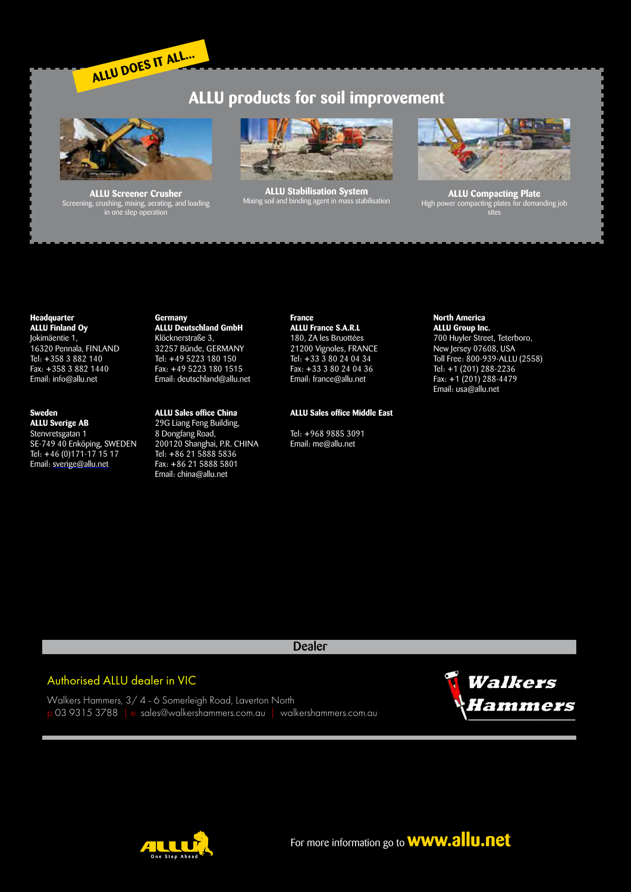ALLU DOES IT ALL...

## ALLU products for soil improvement

**ALLU Screener Crusher**
Screening, crushing, mixing, aerating, and loading in one step operation

**ALLU Stabilisation System**
Mixing soil and binding agent in mass stabilisation

**ALLU Compacting Plate**
High power compacting plates for demanding job sites

**Headquarter**
**ALLU Finland Oy**
Jokimäentie 1,
16320 Pennala, FINLAND
Tel: +358 3 882 140
Fax: +358 3 882 1440
Email: info@allu.net

**Germany**
**ALLU Deutschland GmbH**
Klöcknerstraße 3,
32257 Bünde, GERMANY
Tel: +49 5223 180 150
Fax: +49 5223 180 1515
Email: deutschland@allu.net

**France**
**ALLU France S.A.R.L**
180, ZA les Bruottées
21200 Vignoles, FRANCE
Tel: +33 3 80 24 04 34
Fax: +33 3 80 24 04 36
Email: france@allu.net

**North America**
**ALLU Group Inc.**
700 Huyler Street, Teterboro,
New Jersey 07608, USA
Toll Free: 800-939-ALLU (2558)
Tel: +1 (201) 288-2236
Fax: +1 (201) 288-4479
Email: usa@allu.net

**Sweden**
**ALLU Sverige AB**
Stenvretsgatan 1
SE-749 40 Enköping, SWEDEN
Tel: +46 (0)171-17 15 17
Email: sverige@allu.net

**ALLU Sales office China**
29G Liang Feng Building,
8 Dongfang Road,
200120 Shanghai, P.R. CHINA
Tel: +86 21 5888 5836
Fax: +86 21 5888 5801
Email: china@allu.net

**ALLU Sales office Middle East**

Tel: +968 9885 3091
Email: me@allu.net

**Dealer**

Authorised ALLU dealer in VIC

Walkers Hammers, 3/ 4 - 6 Somerleigh Road, Laverton North
p 03 9315 3788 | e sales@walkershammers.com.au | walkershammers.com.au

Walkers Hammers

ALLU One Step Ahead

For more information go to **www.allu.net**